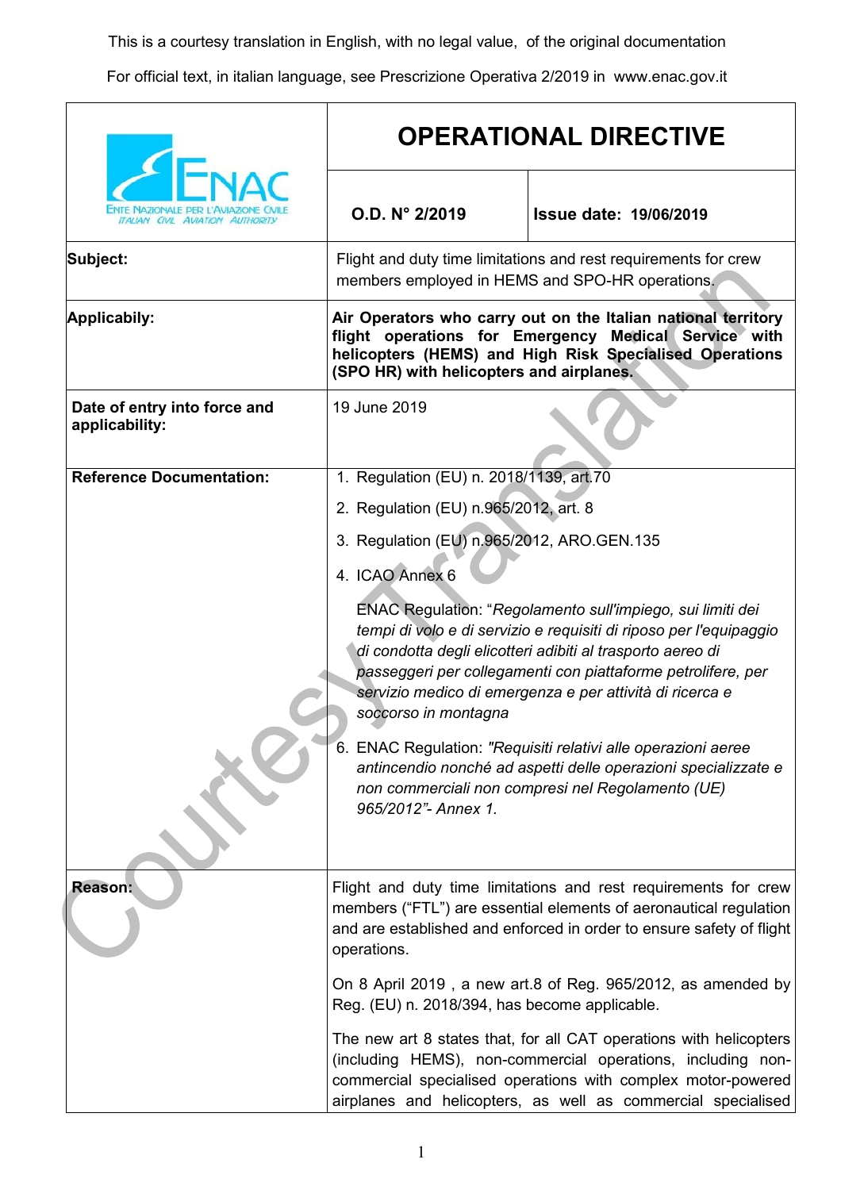This is a courtesy translation in English, with no legal value, of the original documentation

For official text, in italian language, see Prescrizione Operativa 2/2019 in www.enac.gov.it

| ENAC – Ente Nazionale per l'Aviazione Civile – Italian Civil Aviation Authority | **OPERATIONAL DIRECTIVE** | |
|---|---|---|
| | **O.D. N° 2/2019** | **Issue date: 19/06/2019** |
| **Subject:** | Flight and duty time limitations and rest requirements for crew members employed in HEMS and SPO-HR operations. | |
| **Applicabily:** | **Air Operators who carry out on the Italian national territory flight operations for Emergency Medical Service with helicopters (HEMS) and High Risk Specialised Operations (SPO HR) with helicopters and airplanes.** | |
| **Date of entry into force and applicability:** | 19 June 2019 | |
| **Reference Documentation:** | 1. Regulation (EU) n. 2018/1139, art.70<br>2. Regulation (EU) n.965/2012, art. 8<br>3. Regulation (EU) n.965/2012, ARO.GEN.135<br>4. ICAO Annex 6<br>ENAC Regulation: "*Regolamento sull'impiego, sui limiti dei tempi di volo e di servizio e requisiti di riposo per l'equipaggio di condotta degli elicotteri adibiti al trasporto aereo di passeggeri per collegamenti con piattaforme petrolifere, per servizio medico di emergenza e per attività di ricerca e soccorso in montagna*<br>6. ENAC Regulation: *"Requisiti relativi alle operazioni aeree antincendio nonché ad aspetti delle operazioni specializzate e non commerciali non compresi nel Regolamento (UE) 965/2012"- Annex 1.* | |
| **Reason:** | Flight and duty time limitations and rest requirements for crew members ("FTL") are essential elements of aeronautical regulation and are established and enforced in order to ensure safety of flight operations.<br><br>On 8 April 2019 , a new art.8 of Reg. 965/2012, as amended by Reg. (EU) n. 2018/394, has become applicable.<br><br>The new art 8 states that, for all CAT operations with helicopters (including HEMS), non-commercial operations, including non-commercial specialised operations with complex motor-powered airplanes and helicopters, as well as commercial specialised | |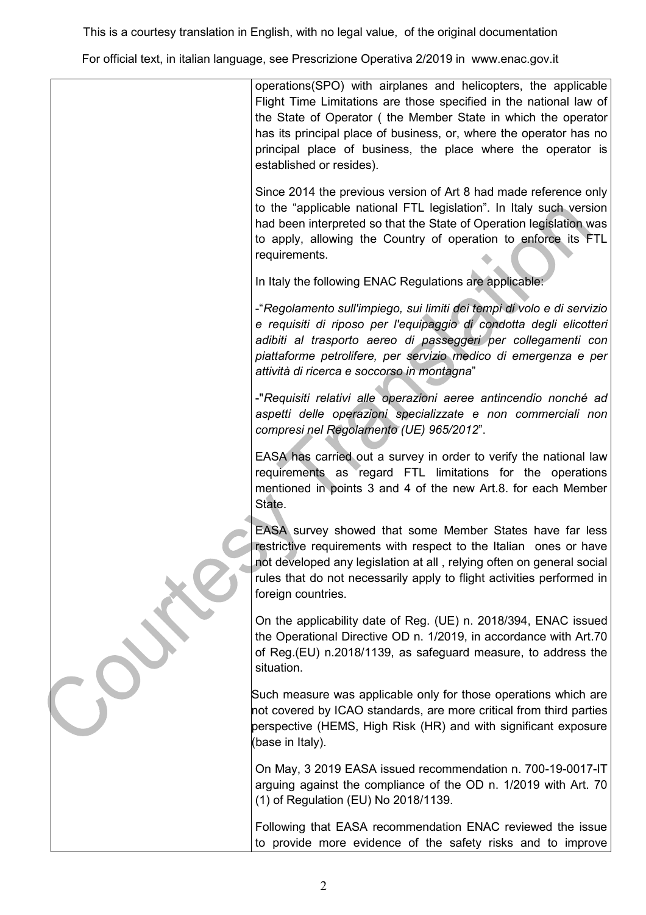operations(SPO) with airplanes and helicopters, the applicable Flight Time Limitations are those specified in the national law of the State of Operator ( the Member State in which the operator has its principal place of business, or, where the operator has no principal place of business, the place where the operator is established or resides).

Since 2014 the previous version of Art 8 had made reference only to the "applicable national FTL legislation". In Italy such version had been interpreted so that the State of Operation legislation was to apply, allowing the Country of operation to enforce its FTL requirements.

In Italy the following ENAC Regulations are applicable:

-"*Regolamento sull'impiego, sui limiti dei tempi di volo e di servizio e requisiti di riposo per l'equipaggio di condotta degli elicotteri adibiti al trasporto aereo di passeggeri per collegamenti con piattaforme petrolifere, per servizio medico di emergenza e per attività di ricerca e soccorso in montagna*"

-"*Requisiti relativi alle operazioni aeree antincendio nonché ad aspetti delle operazioni specializzate e non commerciali non compresi nel Regolamento (UE) 965/2012*".

EASA has carried out a survey in order to verify the national law requirements as regard FTL limitations for the operations mentioned in points 3 and 4 of the new Art.8. for each Member State.

EASA survey showed that some Member States have far less restrictive requirements with respect to the Italian ones or have not developed any legislation at all , relying often on general social rules that do not necessarily apply to flight activities performed in foreign countries.

On the applicability date of Reg. (UE) n. 2018/394, ENAC issued the Operational Directive OD n. 1/2019, in accordance with Art.70 of Reg.(EU) n.2018/1139, as safeguard measure, to address the situation.

Such measure was applicable only for those operations which are not covered by ICAO standards, are more critical from third parties perspective (HEMS, High Risk (HR) and with significant exposure (base in Italy).

On May, 3 2019 EASA issued recommendation n. 700-19-0017-IT arguing against the compliance of the OD n. 1/2019 with Art. 70 (1) of Regulation (EU) No 2018/1139.

Following that EASA recommendation ENAC reviewed the issue to provide more evidence of the safety risks and to improve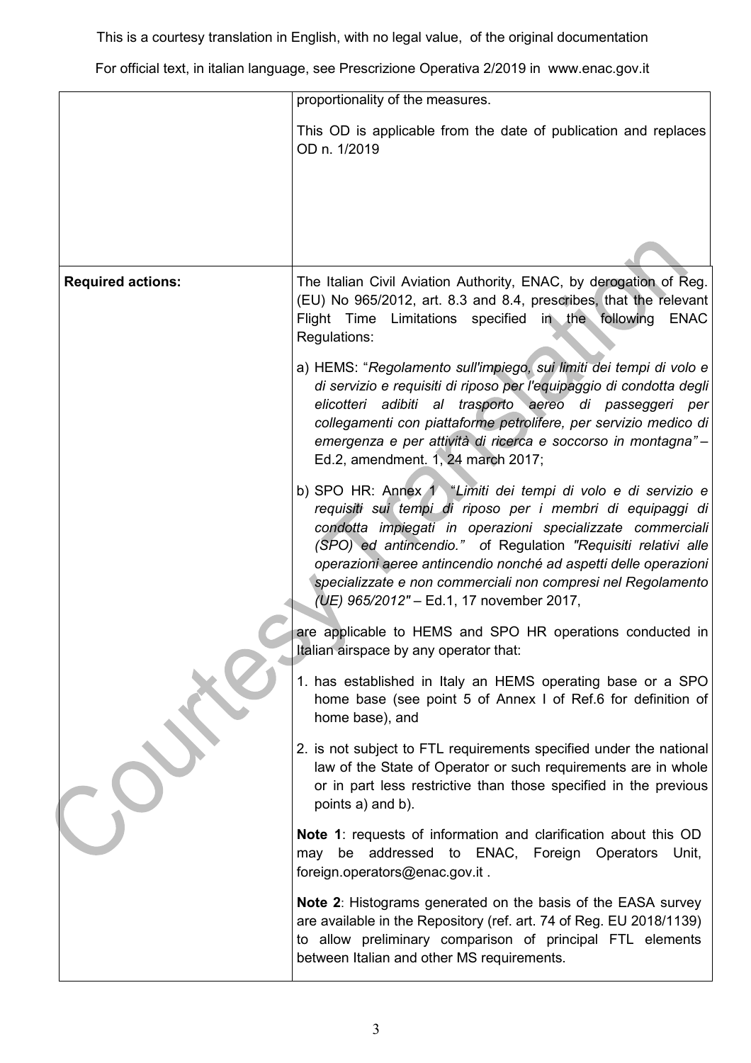This is a courtesy translation in English, with no legal value, of the original documentation

For official text, in italian language, see Prescrizione Operativa 2/2019 in www.enac.gov.it

| | |
|---|---|
| | proportionality of the measures.<br><br>This OD is applicable from the date of publication and replaces OD n. 1/2019 |
| **Required actions:** | The Italian Civil Aviation Authority, ENAC, by derogation of Reg. (EU) No 965/2012, art. 8.3 and 8.4, prescribes, that the relevant Flight Time Limitations specified in the following ENAC Regulations:<br><br>a) HEMS: "*Regolamento sull'impiego, sui limiti dei tempi di volo e di servizio e requisiti di riposo per l'equipaggio di condotta degli elicotteri adibiti al trasporto aereo di passeggeri per collegamenti con piattaforme petrolifere, per servizio medico di emergenza e per attività di ricerca e soccorso in montagna"* – Ed.2, amendment. 1, 24 march 2017;<br><br>b) SPO HR: Annex 1 "*Limiti dei tempi di volo e di servizio e requisiti sui tempi di riposo per i membri di equipaggi di condotta impiegati in operazioni specializzate commerciali (SPO) ed antincendio."* of Regulation *"Requisiti relativi alle operazioni aeree antincendio nonché ad aspetti delle operazioni specializzate e non commerciali non compresi nel Regolamento (UE) 965/2012"* – Ed.1, 17 november 2017,<br><br>are applicable to HEMS and SPO HR operations conducted in Italian airspace by any operator that:<br><br>1. has established in Italy an HEMS operating base or a SPO home base (see point 5 of Annex I of Ref.6 for definition of home base), and<br><br>2. is not subject to FTL requirements specified under the national law of the State of Operator or such requirements are in whole or in part less restrictive than those specified in the previous points a) and b).<br><br>**Note 1**: requests of information and clarification about this OD may be addressed to ENAC, Foreign Operators Unit, foreign.operators@enac.gov.it .<br><br>**Note 2**: Histograms generated on the basis of the EASA survey are available in the Repository (ref. art. 74 of Reg. EU 2018/1139) to allow preliminary comparison of principal FTL elements between Italian and other MS requirements. |